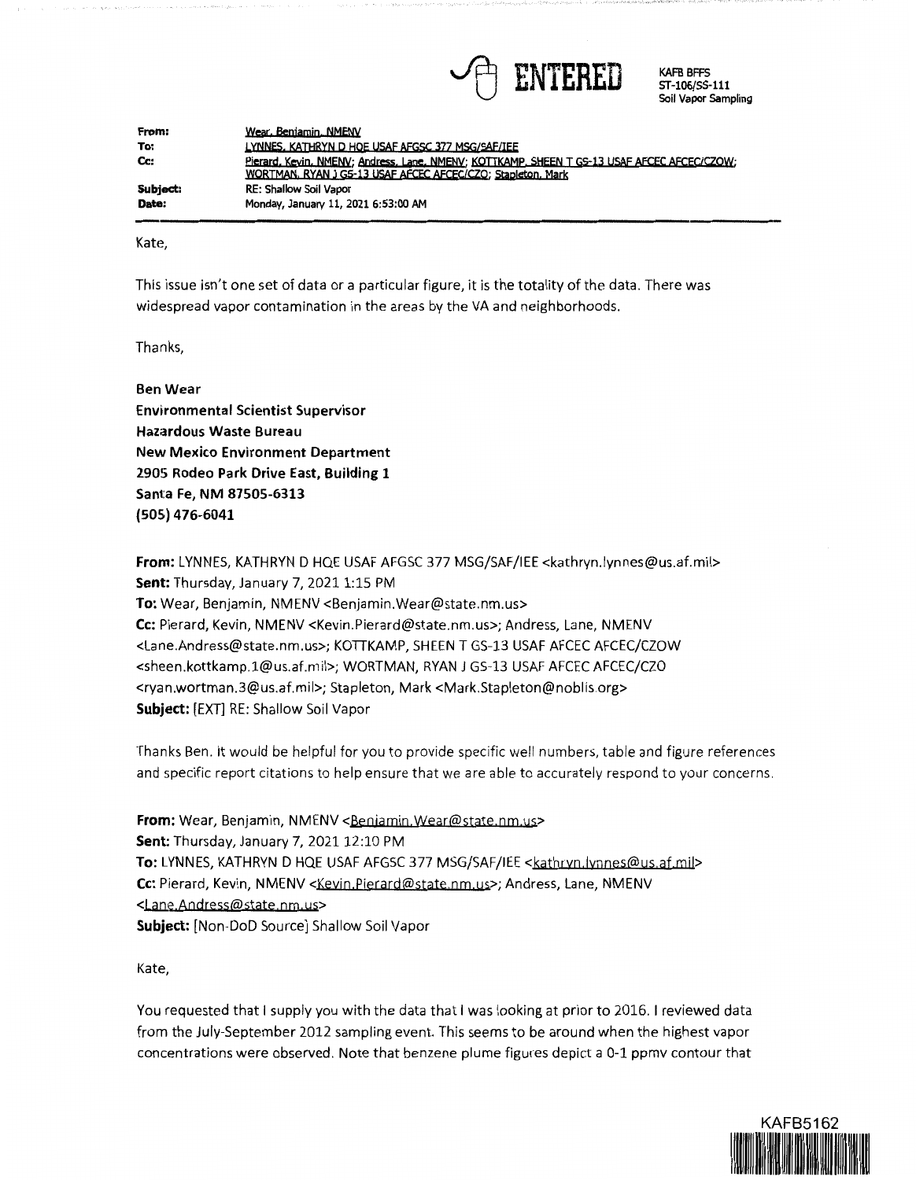ENTERED

KAFB BFFS
ST-106/SS-111
Soil Vapor Sampling

| | |
|---|---|
| **From:** | Wear, Benjamin, NMENV |
| **To:** | LYNNES, KATHRYN D HQE USAF AFGSC 377 MSG/SAF/IEE |
| **Cc:** | Pierard, Kevin, NMENV; Andress, Lane, NMENV; KOTTKAMP, SHEEN T GS-13 USAF AFCEC AFCEC/CZOW; WORTMAN, RYAN J GS-13 USAF AFCEC AFCEC/CZO; Stapleton, Mark |
| **Subject:** | RE: Shallow Soil Vapor |
| **Date:** | Monday, January 11, 2021 6:53:00 AM |

Kate,

This issue isn't one set of data or a particular figure, it is the totality of the data. There was widespread vapor contamination in the areas by the VA and neighborhoods.

Thanks,

**Ben Wear**
**Environmental Scientist Supervisor**
**Hazardous Waste Bureau**
**New Mexico Environment Department**
**2905 Rodeo Park Drive East, Building 1**
**Santa Fe, NM 87505-6313**
**(505) 476-6041**

**From:** LYNNES, KATHRYN D HQE USAF AFGSC 377 MSG/SAF/IEE <kathryn.lynnes@us.af.mil>
**Sent:** Thursday, January 7, 2021 1:15 PM
**To:** Wear, Benjamin, NMENV <Benjamin.Wear@state.nm.us>
**Cc:** Pierard, Kevin, NMENV <Kevin.Pierard@state.nm.us>; Andress, Lane, NMENV <Lane.Andress@state.nm.us>; KOTTKAMP, SHEEN T GS-13 USAF AFCEC AFCEC/CZOW <sheen.kottkamp.1@us.af.mil>; WORTMAN, RYAN J GS-13 USAF AFCEC AFCEC/CZO <ryan.wortman.3@us.af.mil>; Stapleton, Mark <Mark.Stapleton@noblis.org>
**Subject:** [EXT] RE: Shallow Soil Vapor

Thanks Ben. It would be helpful for you to provide specific well numbers, table and figure references and specific report citations to help ensure that we are able to accurately respond to your concerns.

**From:** Wear, Benjamin, NMENV <Benjamin.Wear@state.nm.us>
**Sent:** Thursday, January 7, 2021 12:10 PM
**To:** LYNNES, KATHRYN D HQE USAF AFGSC 377 MSG/SAF/IEE <kathryn.lynnes@us.af.mil>
**Cc:** Pierard, Kevin, NMENV <Kevin.Pierard@state.nm.us>; Andress, Lane, NMENV <Lane.Andress@state.nm.us>
**Subject:** [Non-DoD Source] Shallow Soil Vapor

Kate,

You requested that I supply you with the data that I was looking at prior to 2016. I reviewed data from the July-September 2012 sampling event. This seems to be around when the highest vapor concentrations were observed. Note that benzene plume figures depict a 0-1 ppmv contour that

KAFB5162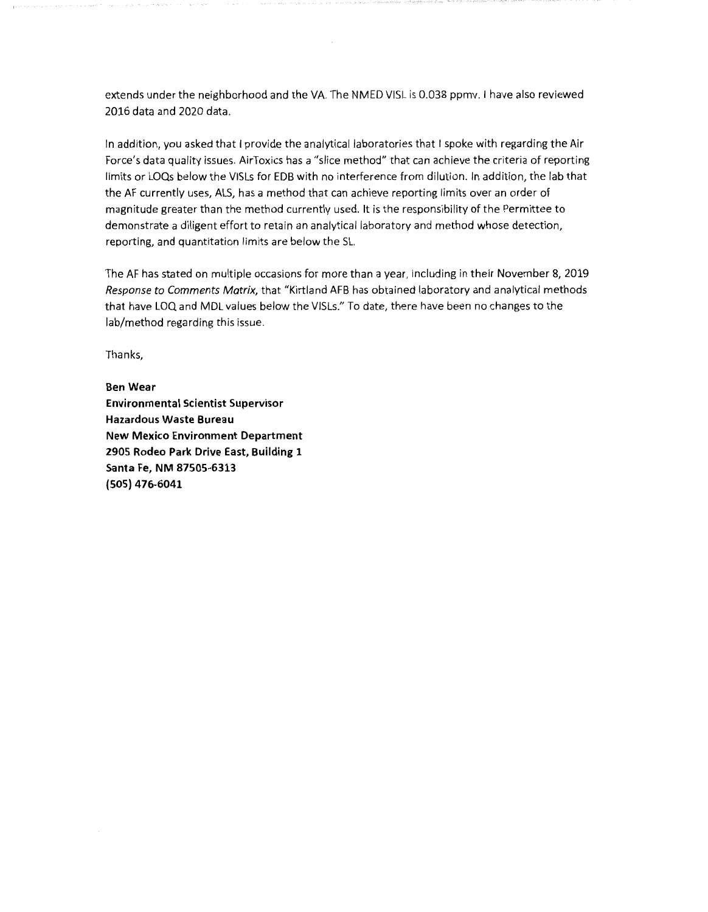extends under the neighborhood and the VA. The NMED VISL is 0.038 ppmv. I have also reviewed 2016 data and 2020 data.

In addition, you asked that I provide the analytical laboratories that I spoke with regarding the Air Force's data quality issues. AirToxics has a "slice method" that can achieve the criteria of reporting limits or LOQs below the VISLs for EDB with no interference from dilution. In addition, the lab that the AF currently uses, ALS, has a method that can achieve reporting limits over an order of magnitude greater than the method currently used. It is the responsibility of the Permittee to demonstrate a diligent effort to retain an analytical laboratory and method whose detection, reporting, and quantitation limits are below the SL.

The AF has stated on multiple occasions for more than a year, including in their November 8, 2019 *Response to Comments Matrix*, that "Kirtland AFB has obtained laboratory and analytical methods that have LOQ and MDL values below the VISLs." To date, there have been no changes to the lab/method regarding this issue.

Thanks,

**Ben Wear**
**Environmental Scientist Supervisor**
**Hazardous Waste Bureau**
**New Mexico Environment Department**
**2905 Rodeo Park Drive East, Building 1**
**Santa Fe, NM 87505-6313**
**(505) 476-6041**